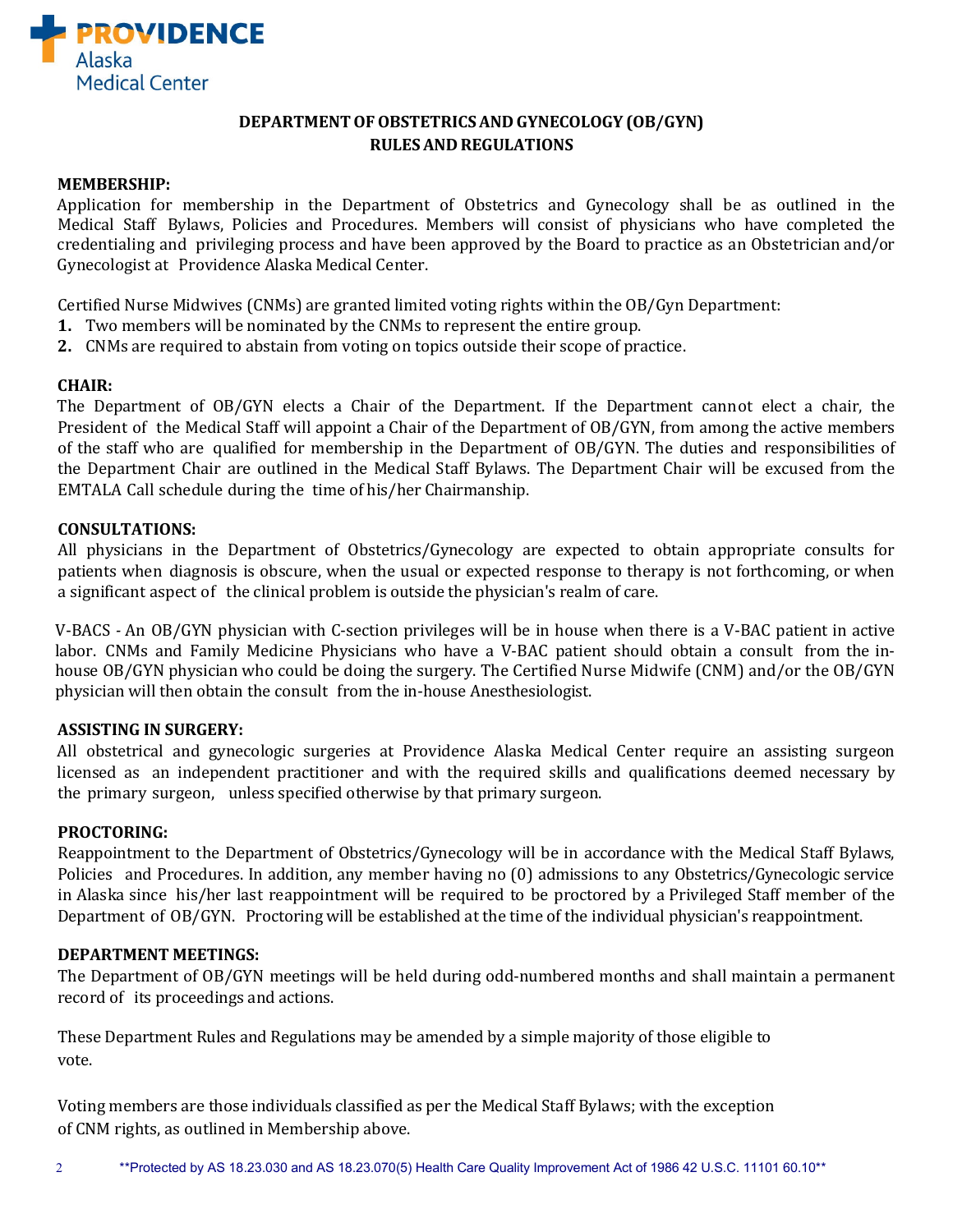PROVIDENCE
Alaska
Medical Center

# DEPARTMENT OF OBSTETRICS AND GYNECOLOGY (OB/GYN)
# RULES AND REGULATIONS

**MEMBERSHIP:**

Application for membership in the Department of Obstetrics and Gynecology shall be as outlined in the Medical Staff Bylaws, Policies and Procedures. Members will consist of physicians who have completed the credentialing and privileging process and have been approved by the Board to practice as an Obstetrician and/or Gynecologist at Providence Alaska Medical Center.

Certified Nurse Midwives (CNMs) are granted limited voting rights within the OB/Gyn Department:

1. Two members will be nominated by the CNMs to represent the entire group.
2. CNMs are required to abstain from voting on topics outside their scope of practice.

**CHAIR:**

The Department of OB/GYN elects a Chair of the Department. If the Department cannot elect a chair, the President of the Medical Staff will appoint a Chair of the Department of OB/GYN, from among the active members of the staff who are qualified for membership in the Department of OB/GYN. The duties and responsibilities of the Department Chair are outlined in the Medical Staff Bylaws. The Department Chair will be excused from the EMTALA Call schedule during the time of his/her Chairmanship.

**CONSULTATIONS:**

All physicians in the Department of Obstetrics/Gynecology are expected to obtain appropriate consults for patients when diagnosis is obscure, when the usual or expected response to therapy is not forthcoming, or when a significant aspect of the clinical problem is outside the physician's realm of care.

V-BACS - An OB/GYN physician with C-section privileges will be in house when there is a V-BAC patient in active labor. CNMs and Family Medicine Physicians who have a V-BAC patient should obtain a consult from the in-house OB/GYN physician who could be doing the surgery. The Certified Nurse Midwife (CNM) and/or the OB/GYN physician will then obtain the consult from the in-house Anesthesiologist.

**ASSISTING IN SURGERY:**

All obstetrical and gynecologic surgeries at Providence Alaska Medical Center require an assisting surgeon licensed as an independent practitioner and with the required skills and qualifications deemed necessary by the primary surgeon, unless specified otherwise by that primary surgeon.

**PROCTORING:**

Reappointment to the Department of Obstetrics/Gynecology will be in accordance with the Medical Staff Bylaws, Policies and Procedures. In addition, any member having no (0) admissions to any Obstetrics/Gynecologic service in Alaska since his/her last reappointment will be required to be proctored by a Privileged Staff member of the Department of OB/GYN. Proctoring will be established at the time of the individual physician's reappointment.

**DEPARTMENT MEETINGS:**

The Department of OB/GYN meetings will be held during odd-numbered months and shall maintain a permanent record of its proceedings and actions.

These Department Rules and Regulations may be amended by a simple majority of those eligible to vote.

Voting members are those individuals classified as per the Medical Staff Bylaws; with the exception of CNM rights, as outlined in Membership above.

**Protected by AS 18.23.030 and AS 18.23.070(5) Health Care Quality Improvement Act of 1986 42 U.S.C. 11101 60.10**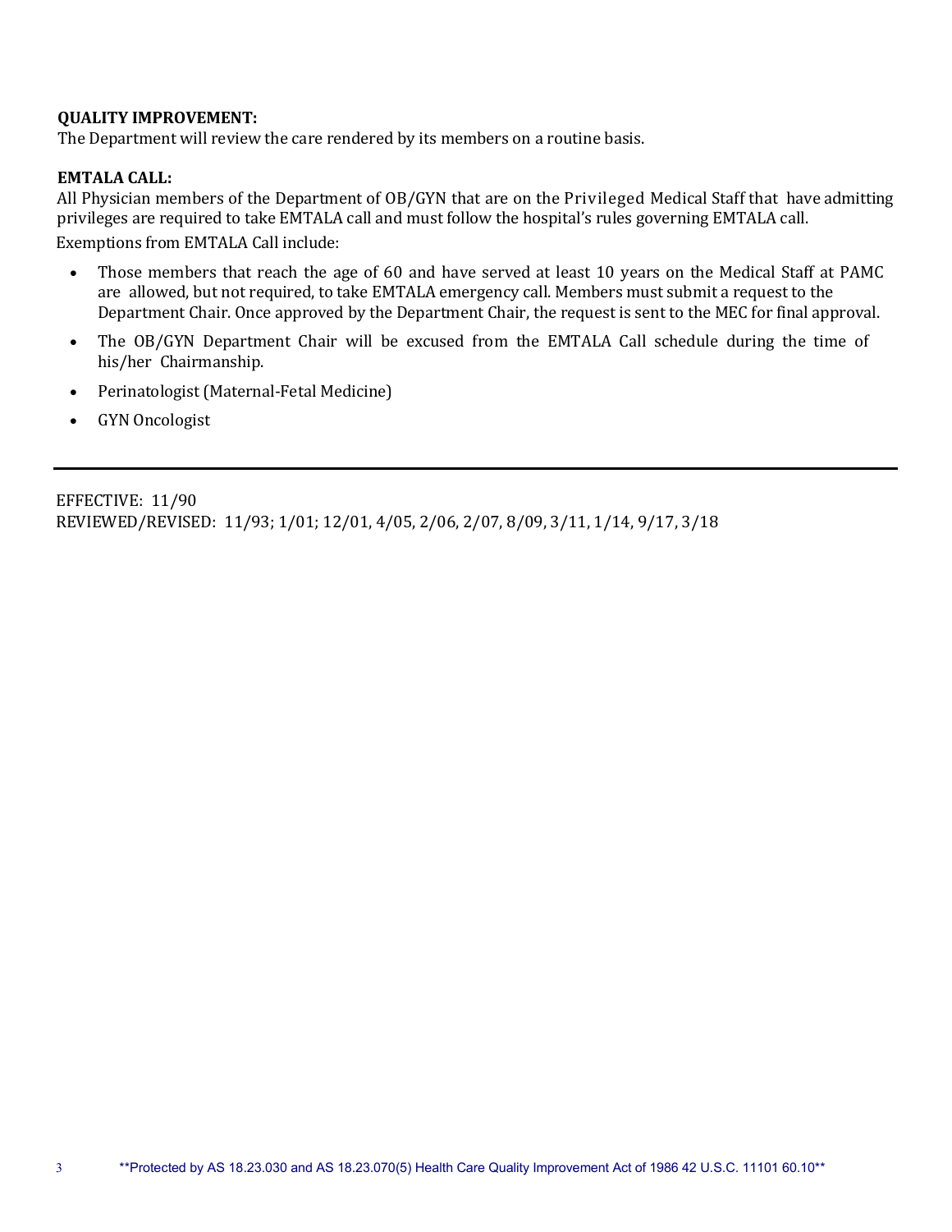**QUALITY IMPROVEMENT:**
The Department will review the care rendered by its members on a routine basis.

**EMTALA CALL:**
All Physician members of the Department of OB/GYN that are on the Privileged Medical Staff that have admitting privileges are required to take EMTALA call and must follow the hospital's rules governing EMTALA call.

Exemptions from EMTALA Call include:

- Those members that reach the age of 60 and have served at least 10 years on the Medical Staff at PAMC are allowed, but not required, to take EMTALA emergency call. Members must submit a request to the Department Chair. Once approved by the Department Chair, the request is sent to the MEC for final approval.
- The OB/GYN Department Chair will be excused from the EMTALA Call schedule during the time of his/her Chairmanship.
- Perinatologist (Maternal-Fetal Medicine)
- GYN Oncologist

---

EFFECTIVE: 11/90
REVIEWED/REVISED: 11/93; 1/01; 12/01, 4/05, 2/06, 2/07, 8/09, 3/11, 1/14, 9/17, 3/18

**Protected by AS 18.23.030 and AS 18.23.070(5) Health Care Quality Improvement Act of 1986 42 U.S.C. 11101 60.10**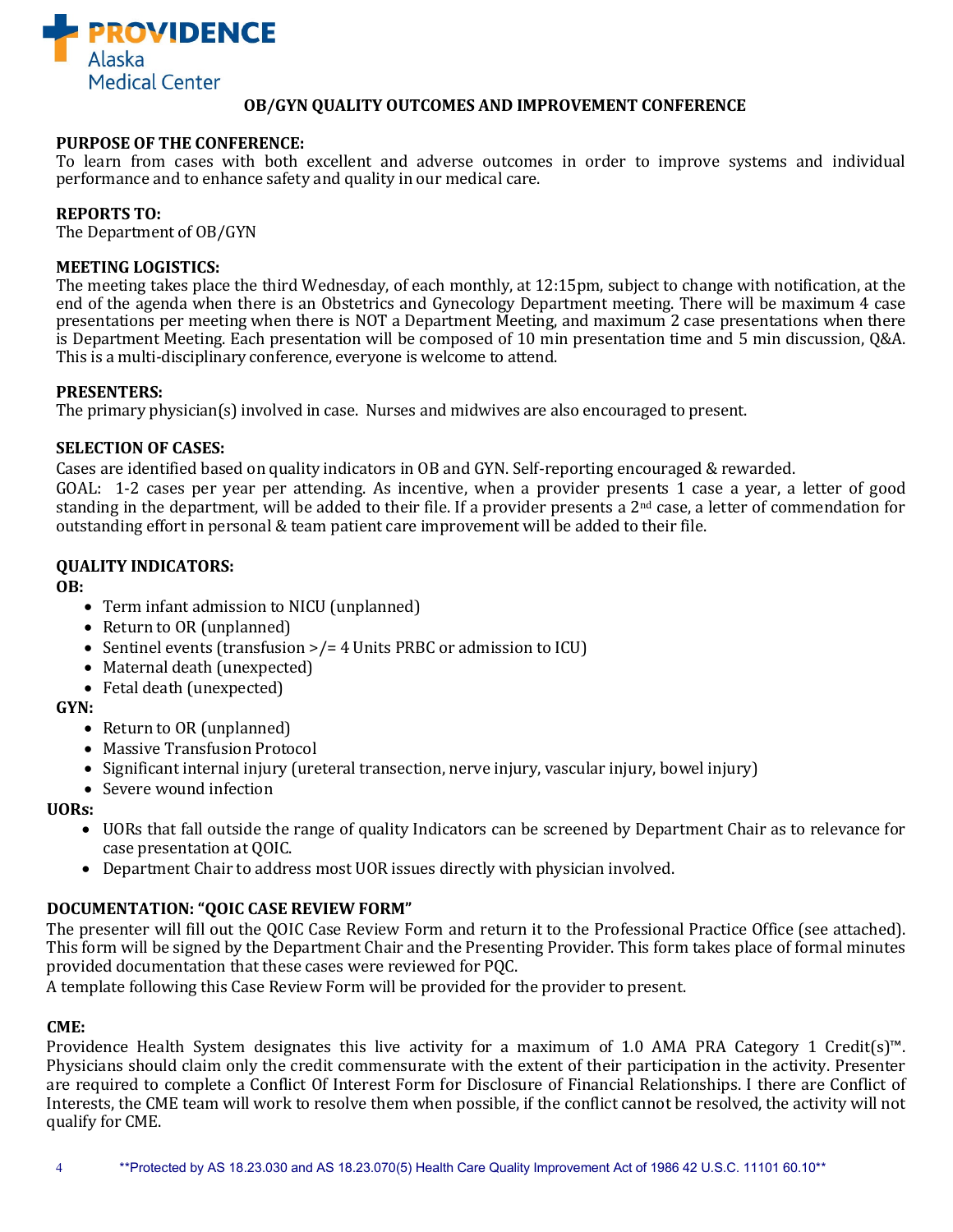**PROVIDENCE** Alaska Medical Center

# OB/GYN QUALITY OUTCOMES AND IMPROVEMENT CONFERENCE

**PURPOSE OF THE CONFERENCE:**
To learn from cases with both excellent and adverse outcomes in order to improve systems and individual performance and to enhance safety and quality in our medical care.

**REPORTS TO:**
The Department of OB/GYN

**MEETING LOGISTICS:**
The meeting takes place the third Wednesday, of each monthly, at 12:15pm, subject to change with notification, at the end of the agenda when there is an Obstetrics and Gynecology Department meeting. There will be maximum 4 case presentations per meeting when there is NOT a Department Meeting, and maximum 2 case presentations when there is Department Meeting. Each presentation will be composed of 10 min presentation time and 5 min discussion, Q&A. This is a multi-disciplinary conference, everyone is welcome to attend.

**PRESENTERS:**
The primary physician(s) involved in case. Nurses and midwives are also encouraged to present.

**SELECTION OF CASES:**
Cases are identified based on quality indicators in OB and GYN. Self-reporting encouraged & rewarded.
GOAL: 1-2 cases per year per attending. As incentive, when a provider presents 1 case a year, a letter of good standing in the department, will be added to their file. If a provider presents a 2nd case, a letter of commendation for outstanding effort in personal & team patient care improvement will be added to their file.

**QUALITY INDICATORS:**

**OB:**

- Term infant admission to NICU (unplanned)
- Return to OR (unplanned)
- Sentinel events (transfusion >/= 4 Units PRBC or admission to ICU)
- Maternal death (unexpected)
- Fetal death (unexpected)

**GYN:**

- Return to OR (unplanned)
- Massive Transfusion Protocol
- Significant internal injury (ureteral transection, nerve injury, vascular injury, bowel injury)
- Severe wound infection

**UORs:**

- UORs that fall outside the range of quality Indicators can be screened by Department Chair as to relevance for case presentation at QOIC.
- Department Chair to address most UOR issues directly with physician involved.

**DOCUMENTATION: "QOIC CASE REVIEW FORM"**
The presenter will fill out the QOIC Case Review Form and return it to the Professional Practice Office (see attached). This form will be signed by the Department Chair and the Presenting Provider. This form takes place of formal minutes provided documentation that these cases were reviewed for PQC.
A template following this Case Review Form will be provided for the provider to present.

**CME:**
Providence Health System designates this live activity for a maximum of 1.0 AMA PRA Category 1 Credit(s)™. Physicians should claim only the credit commensurate with the extent of their participation in the activity. Presenter are required to complete a Conflict Of Interest Form for Disclosure of Financial Relationships. I there are Conflict of Interests, the CME team will work to resolve them when possible, if the conflict cannot be resolved, the activity will not qualify for CME.

**Protected by AS 18.23.030 and AS 18.23.070(5) Health Care Quality Improvement Act of 1986 42 U.S.C. 11101 60.10**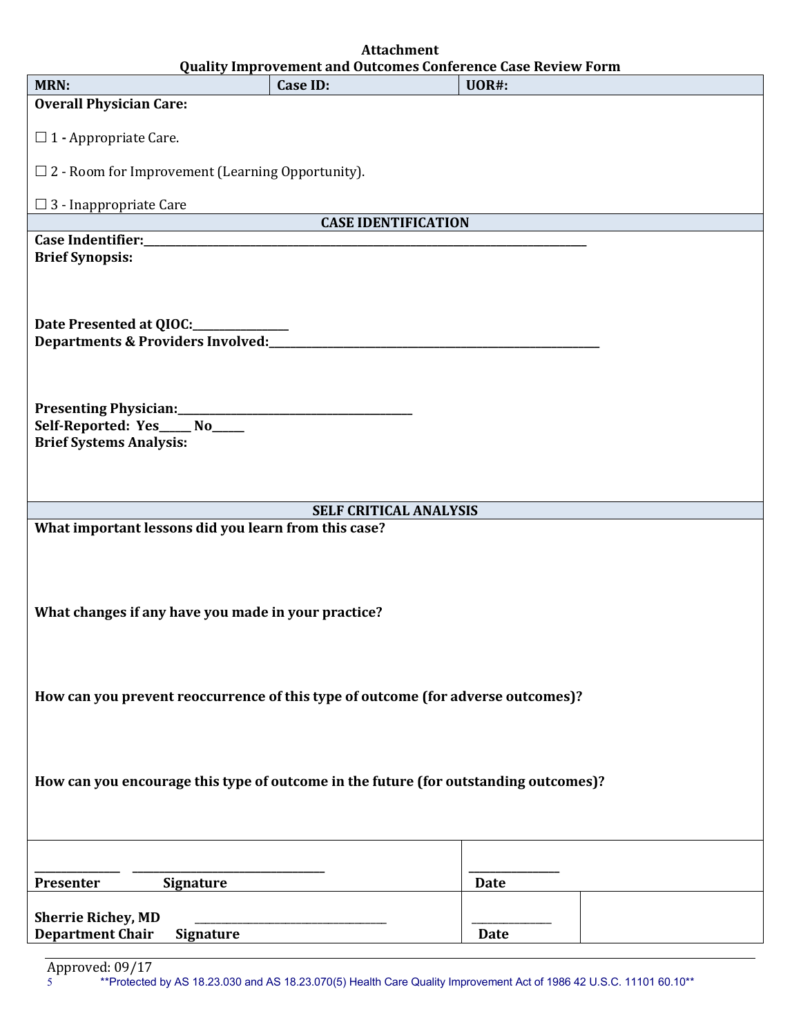**Attachment**

**Quality Improvement and Outcomes Conference Case Review Form**

| **MRN:** | **Case ID:** | **UOR#:** |
|---|---|---|

**Overall Physician Care:**

☐ 1 **-** Appropriate Care.

☐ 2 - Room for Improvement (Learning Opportunity).

☐ 3 - Inappropriate Care

## CASE IDENTIFICATION

**Case Indentifier:**\_\_\_\_\_\_\_\_\_\_\_\_\_\_\_\_\_\_\_\_\_\_\_\_\_\_\_\_\_\_\_\_\_\_\_\_\_\_\_\_\_\_\_\_\_\_\_\_\_\_\_\_\_\_\_\_\_\_\_\_\_\_\_\_\_\_\_\_\_\_\_\_\_\_\_\_\_

**Brief Synopsis:**

**Date Presented at QIOC:**\_\_\_\_\_\_\_\_\_\_\_\_\_\_\_

**Departments & Providers Involved:**\_\_\_\_\_\_\_\_\_\_\_\_\_\_\_\_\_\_\_\_\_\_\_\_\_\_\_\_\_\_\_\_\_\_\_\_\_\_\_\_\_\_\_\_\_\_\_\_\_\_\_\_

**Presenting Physician:**\_\_\_\_\_\_\_\_\_\_\_\_\_\_\_\_\_\_\_\_\_\_\_\_\_\_\_\_\_\_\_\_\_\_\_\_\_\_\_\_

**Self-Reported: Yes**\_\_\_\_\_ **No**\_\_\_\_\_

**Brief Systems Analysis:**

## SELF CRITICAL ANALYSIS

**What important lessons did you learn from this case?**

**What changes if any have you made in your practice?**

**How can you prevent reoccurrence of this type of outcome (for adverse outcomes)?**

**How can you encourage this type of outcome in the future (for outstanding outcomes)?**

| | |
|---|---|
| \_\_\_\_\_\_\_\_\_\_\_\_\_\_\_ \_\_\_\_\_\_\_\_\_\_\_\_\_\_\_\_\_\_\_\_\_\_\_\_\_\_\_\_\_\_\_\_<br>**Presenter Signature** | \_\_\_\_\_\_\_\_\_\_\_\_\_\_\_<br>**Date** |
| **Sherrie Richey, MD** \_\_\_\_\_\_\_\_\_\_\_\_\_\_\_\_\_\_\_\_\_\_\_\_\_\_\_\_\_\_\_\_<br>**Department Chair Signature** | \_\_\_\_\_\_\_\_\_\_\_\_\_\_<br>**Date** |

Approved: 09/17

\*\*Protected by AS 18.23.030 and AS 18.23.070(5) Health Care Quality Improvement Act of 1986 42 U.S.C. 11101 60.10\*\*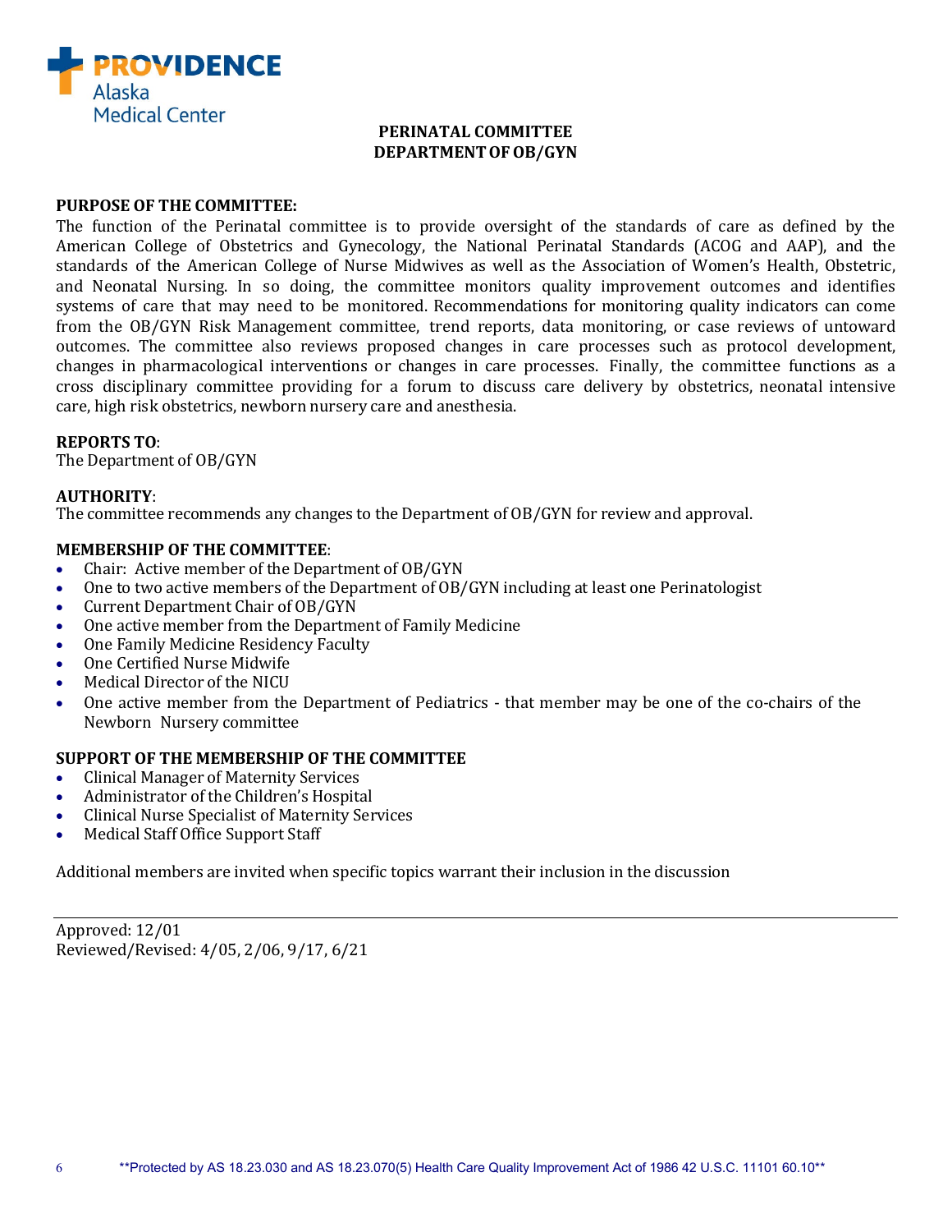**PERINATAL COMMITTEE**
**DEPARTMENT OF OB/GYN**

**PURPOSE OF THE COMMITTEE:**
The function of the Perinatal committee is to provide oversight of the standards of care as defined by the American College of Obstetrics and Gynecology, the National Perinatal Standards (ACOG and AAP), and the standards of the American College of Nurse Midwives as well as the Association of Women's Health, Obstetric, and Neonatal Nursing. In so doing, the committee monitors quality improvement outcomes and identifies systems of care that may need to be monitored. Recommendations for monitoring quality indicators can come from the OB/GYN Risk Management committee, trend reports, data monitoring, or case reviews of untoward outcomes. The committee also reviews proposed changes in care processes such as protocol development, changes in pharmacological interventions or changes in care processes. Finally, the committee functions as a cross disciplinary committee providing for a forum to discuss care delivery by obstetrics, neonatal intensive care, high risk obstetrics, newborn nursery care and anesthesia.

**REPORTS TO**:
The Department of OB/GYN

**AUTHORITY**:
The committee recommends any changes to the Department of OB/GYN for review and approval.

**MEMBERSHIP OF THE COMMITTEE**:
- Chair: Active member of the Department of OB/GYN
- One to two active members of the Department of OB/GYN including at least one Perinatologist
- Current Department Chair of OB/GYN
- One active member from the Department of Family Medicine
- One Family Medicine Residency Faculty
- One Certified Nurse Midwife
- Medical Director of the NICU
- One active member from the Department of Pediatrics - that member may be one of the co-chairs of the Newborn Nursery committee

**SUPPORT OF THE MEMBERSHIP OF THE COMMITTEE**
- Clinical Manager of Maternity Services
- Administrator of the Children's Hospital
- Clinical Nurse Specialist of Maternity Services
- Medical Staff Office Support Staff

Additional members are invited when specific topics warrant their inclusion in the discussion

---

Approved: 12/01
Reviewed/Revised: 4/05, 2/06, 9/17, 6/21